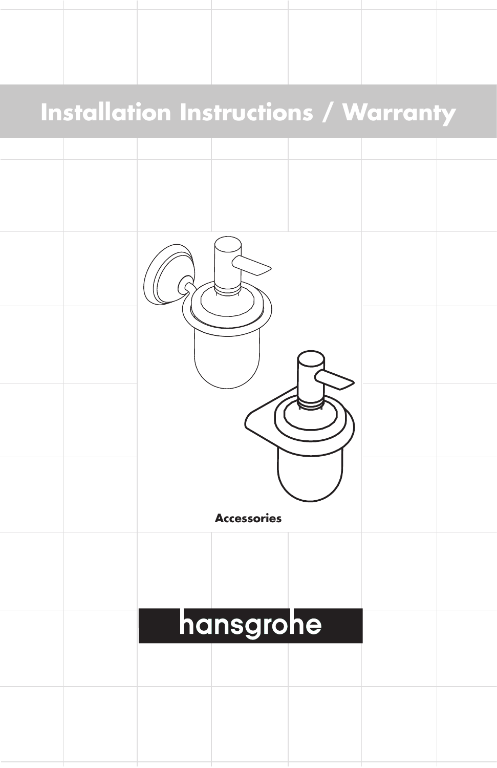# Installation Instructions / Warranty

**Accessories**

hansgrohe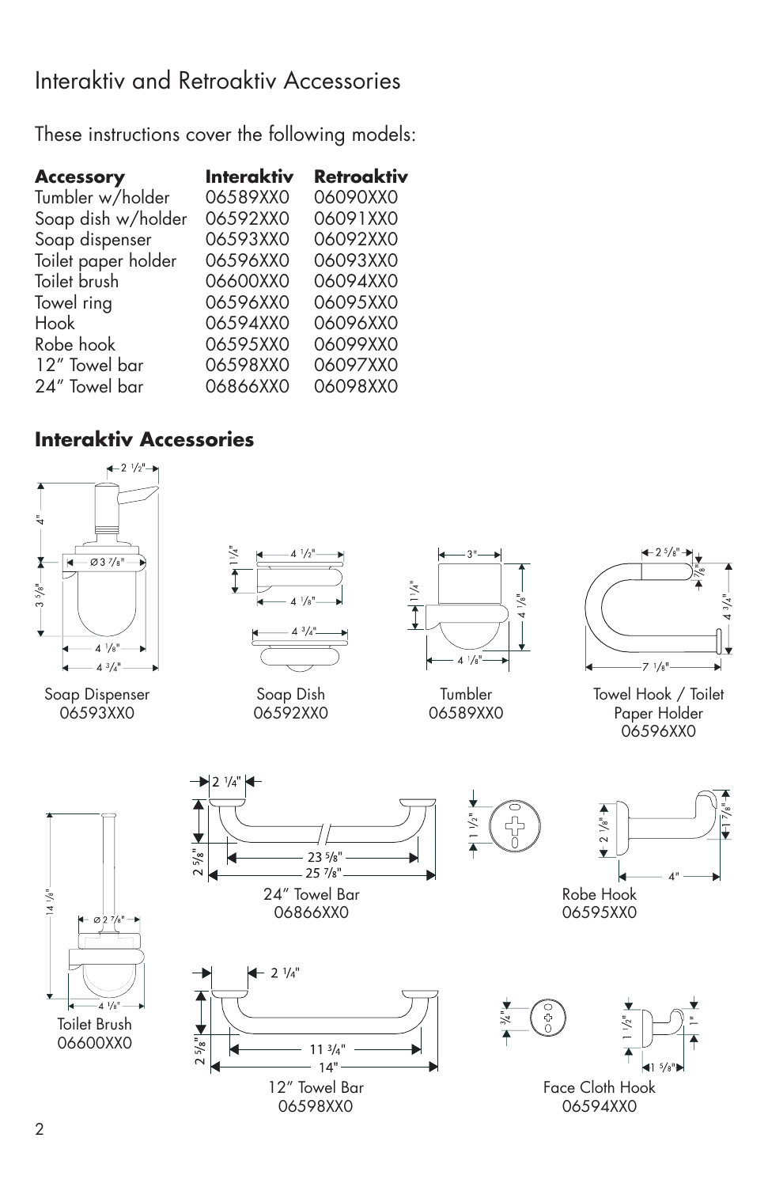# Interaktiv and Retroaktiv Accessories

These instructions cover the following models:

| Accessory | Interaktiv | Retroaktiv |
|---|---|---|
| Tumbler w/holder | 06589XX0 | 06090XX0 |
| Soap dish w/holder | 06592XX0 | 06091XX0 |
| Soap dispenser | 06593XX0 | 06092XX0 |
| Toilet paper holder | 06596XX0 | 06093XX0 |
| Toilet brush | 06600XX0 | 06094XX0 |
| Towel ring | 06596XX0 | 06095XX0 |
| Hook | 06594XX0 | 06096XX0 |
| Robe hook | 06595XX0 | 06099XX0 |
| 12" Towel bar | 06598XX0 | 06097XX0 |
| 24" Towel bar | 06866XX0 | 06098XX0 |

## Interaktiv Accessories

2 1/2" · 4" · Ø 3 7/8" · 3 5/8" · 4 1/8" · 4 3/4"

Soap Dispenser
06593XX0

1 1/4" · 4 1/2" · 4 1/8" · 4 3/4"

Soap Dish
06592XX0

3" · 1 1/4" · 4 1/8" · 4 1/8"

Tumbler
06589XX0

2 5/8" · 7/8" · 4 3/4" · 7 1/8"

Towel Hook / Toilet Paper Holder
06596XX0

14 1/8" · Ø 2 7/8" · 4 1/8"

Toilet Brush
06600XX0

2 1/4" · 2 5/8" · 23 5/8" · 25 7/8"

24" Towel Bar
06866XX0

1 1/2" · 2 1/8" · 1 7/8" · 4"

Robe Hook
06595XX0

2 1/4" · 2 5/8" · 11 3/4" · 14"

12" Towel Bar
06598XX0

3/4" · 1 1/2" · 1" · 1 5/8"

Face Cloth Hook
06594XX0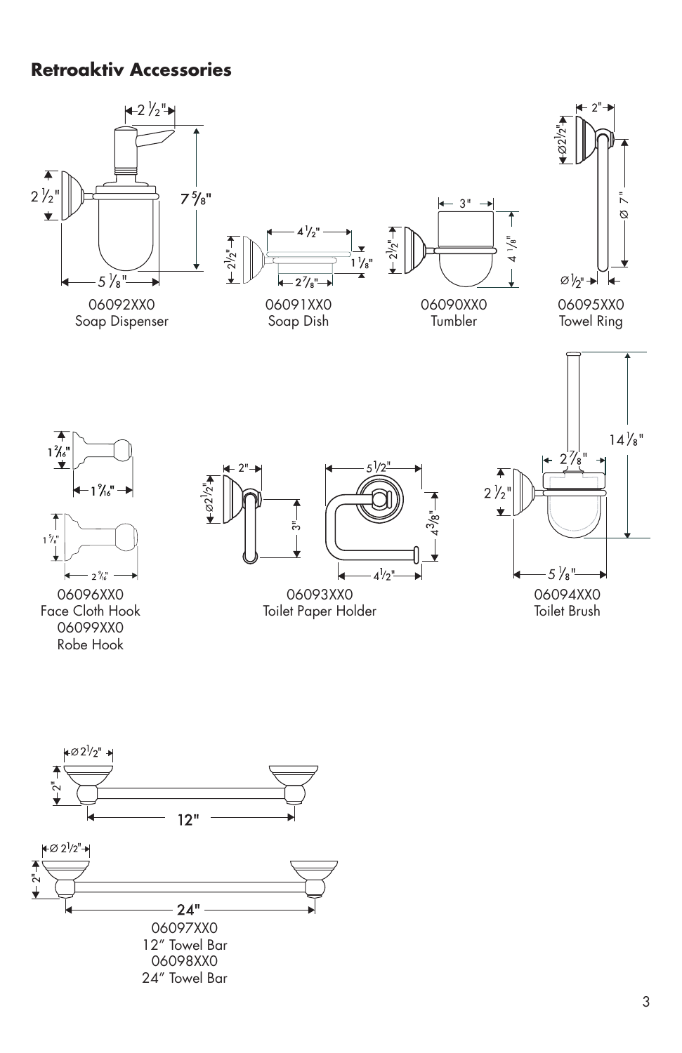## Retroaktiv Accessories

2 1/2"

2 1/2"

7 5/8"

5 1/8"

06092XX0
Soap Dispenser

4 1/2"

2 1/2"

1 1/8"

2 7/8"

06091XX0
Soap Dish

3"

2 1/2"

4 1/8"

06090XX0
Tumbler

2"

Ø2 1/2"

Ø 7"

Ø 1/2"

06095XX0
Towel Ring

1 2/16"

1 9/16"

1 5/8"

2 9/16"

06096XX0
Face Cloth Hook
06099XX0
Robe Hook

2"

Ø2 1/2"

3"

5 1/2"

4 3/8"

4 1/2"

06093XX0
Toilet Paper Holder

14 1/8"

2 7/8"

2 1/2"

5 1/8"

06094XX0
Toilet Brush

Ø 2 1/2"

2"

12"

Ø 2 1/2"

2"

24"

06097XX0
12" Towel Bar
06098XX0
24" Towel Bar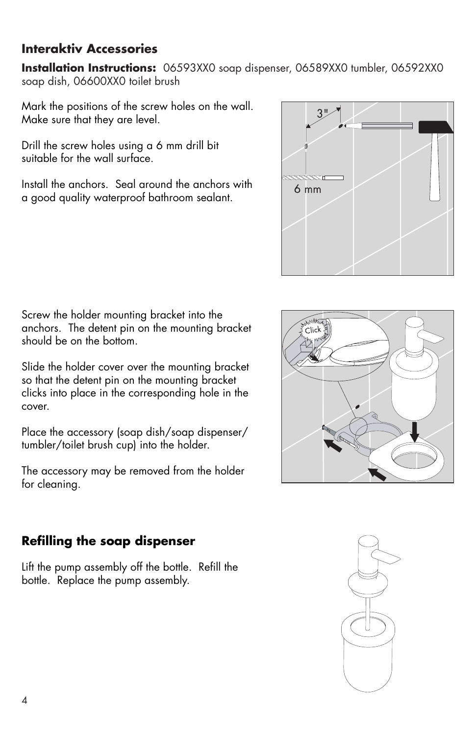## Interaktiv Accessories

**Installation Instructions:** 06593XX0 soap dispenser, 06589XX0 tumbler, 06592XX0 soap dish, 06600XX0 toilet brush

Mark the positions of the screw holes on the wall. Make sure that they are level.

Drill the screw holes using a 6 mm drill bit suitable for the wall surface.

Install the anchors. Seal around the anchors with a good quality waterproof bathroom sealant.

Screw the holder mounting bracket into the anchors. The detent pin on the mounting bracket should be on the bottom.

Slide the holder cover over the mounting bracket so that the detent pin on the mounting bracket clicks into place in the corresponding hole in the cover.

Place the accessory (soap dish/soap dispenser/ tumbler/toilet brush cup) into the holder.

The accessory may be removed from the holder for cleaning.

## Refilling the soap dispenser

Lift the pump assembly off the bottle. Refill the bottle. Replace the pump assembly.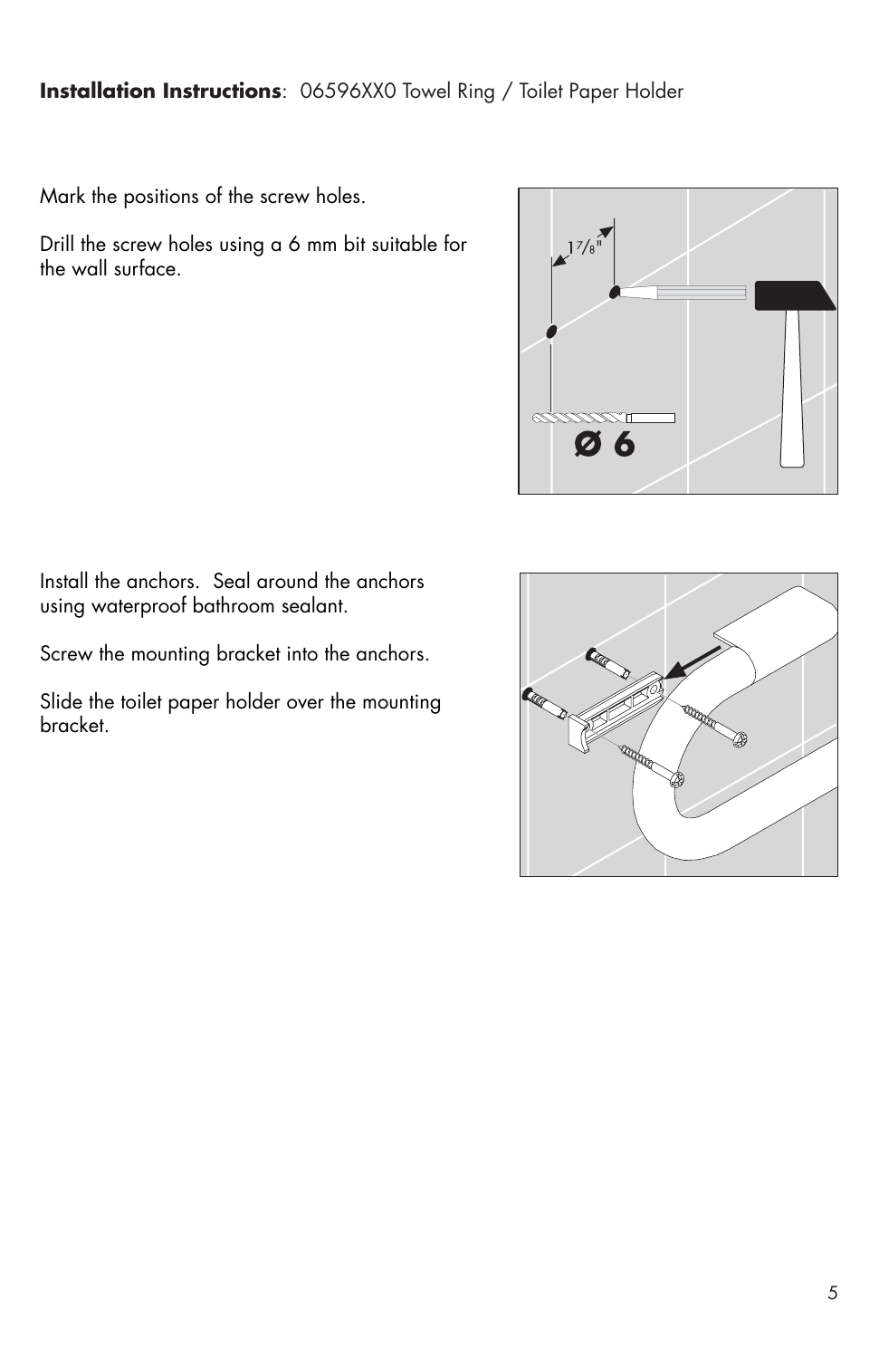**Installation Instructions**: 06596XX0 Towel Ring / Toilet Paper Holder

Mark the positions of the screw holes.

Drill the screw holes using a 6 mm bit suitable for the wall surface.

Install the anchors. Seal around the anchors using waterproof bathroom sealant.

Screw the mounting bracket into the anchors.

Slide the toilet paper holder over the mounting bracket.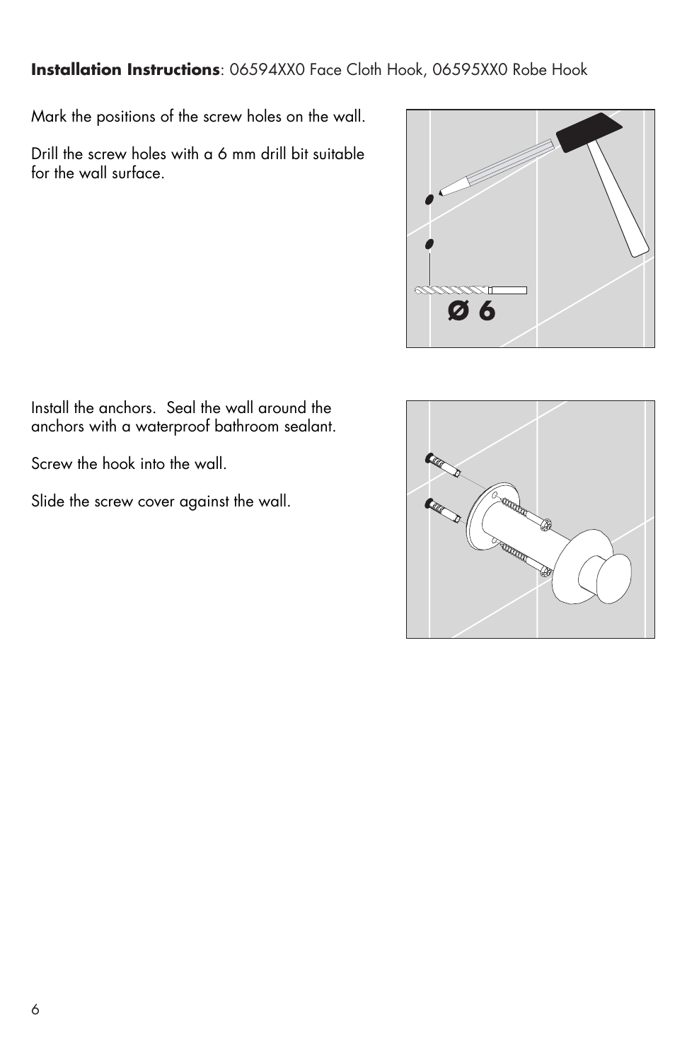**Installation Instructions**: 06594XX0 Face Cloth Hook, 06595XX0 Robe Hook

Mark the positions of the screw holes on the wall.

Drill the screw holes with a 6 mm drill bit suitable for the wall surface.

Install the anchors. Seal the wall around the anchors with a waterproof bathroom sealant.

Screw the hook into the wall.

Slide the screw cover against the wall.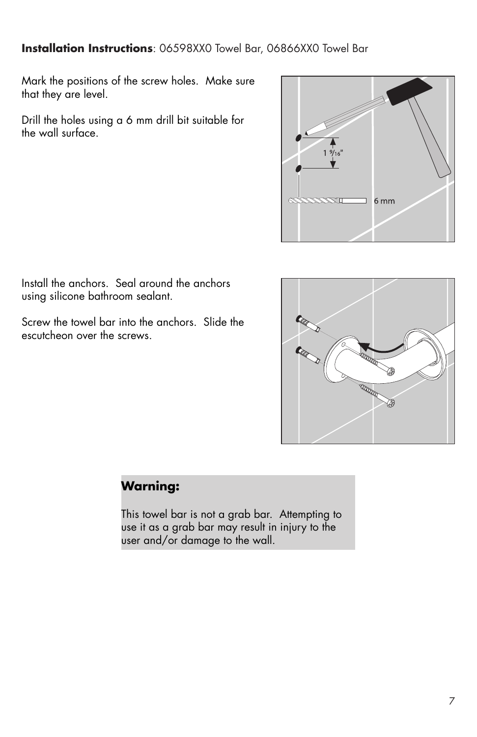**Installation Instructions**: 06598XX0 Towel Bar, 06866XX0 Towel Bar

Mark the positions of the screw holes. Make sure that they are level.

Drill the holes using a 6 mm drill bit suitable for the wall surface.

Install the anchors. Seal around the anchors using silicone bathroom sealant.

Screw the towel bar into the anchors. Slide the escutcheon over the screws.

**Warning:**

This towel bar is not a grab bar. Attempting to use it as a grab bar may result in injury to the user and/or damage to the wall.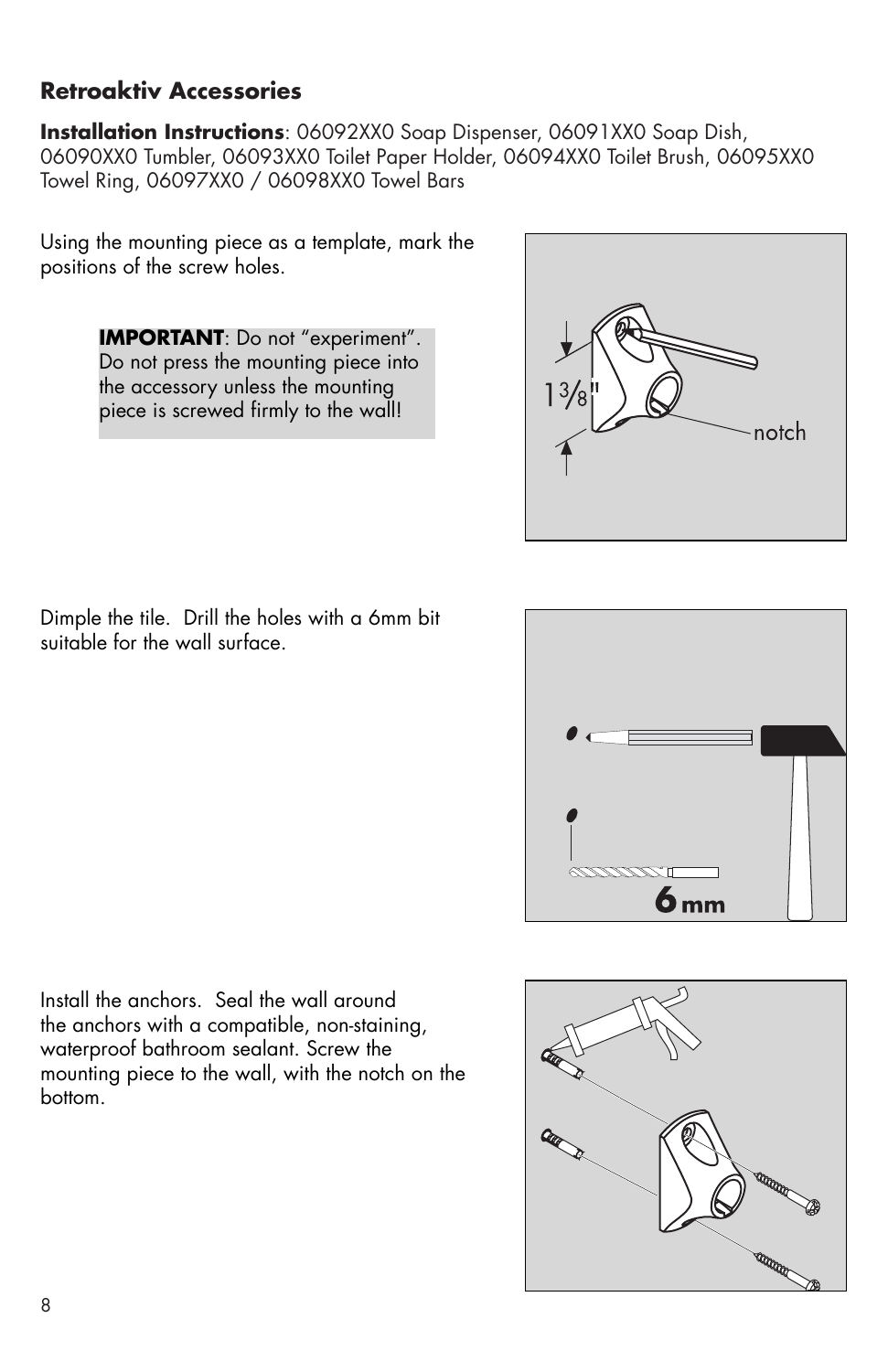**Retroaktiv Accessories**

**Installation Instructions**: 06092XX0 Soap Dispenser, 06091XX0 Soap Dish, 06090XX0 Tumbler, 06093XX0 Toilet Paper Holder, 06094XX0 Toilet Brush, 06095XX0 Towel Ring, 06097XX0 / 06098XX0 Towel Bars

Using the mounting piece as a template, mark the positions of the screw holes.

> **IMPORTANT**: Do not “experiment”. Do not press the mounting piece into the accessory unless the mounting piece is screwed firmly to the wall!

1 3/8"

notch

Dimple the tile. Drill the holes with a 6mm bit suitable for the wall surface.

6 mm

Install the anchors. Seal the wall around the anchors with a compatible, non-staining, waterproof bathroom sealant. Screw the mounting piece to the wall, with the notch on the bottom.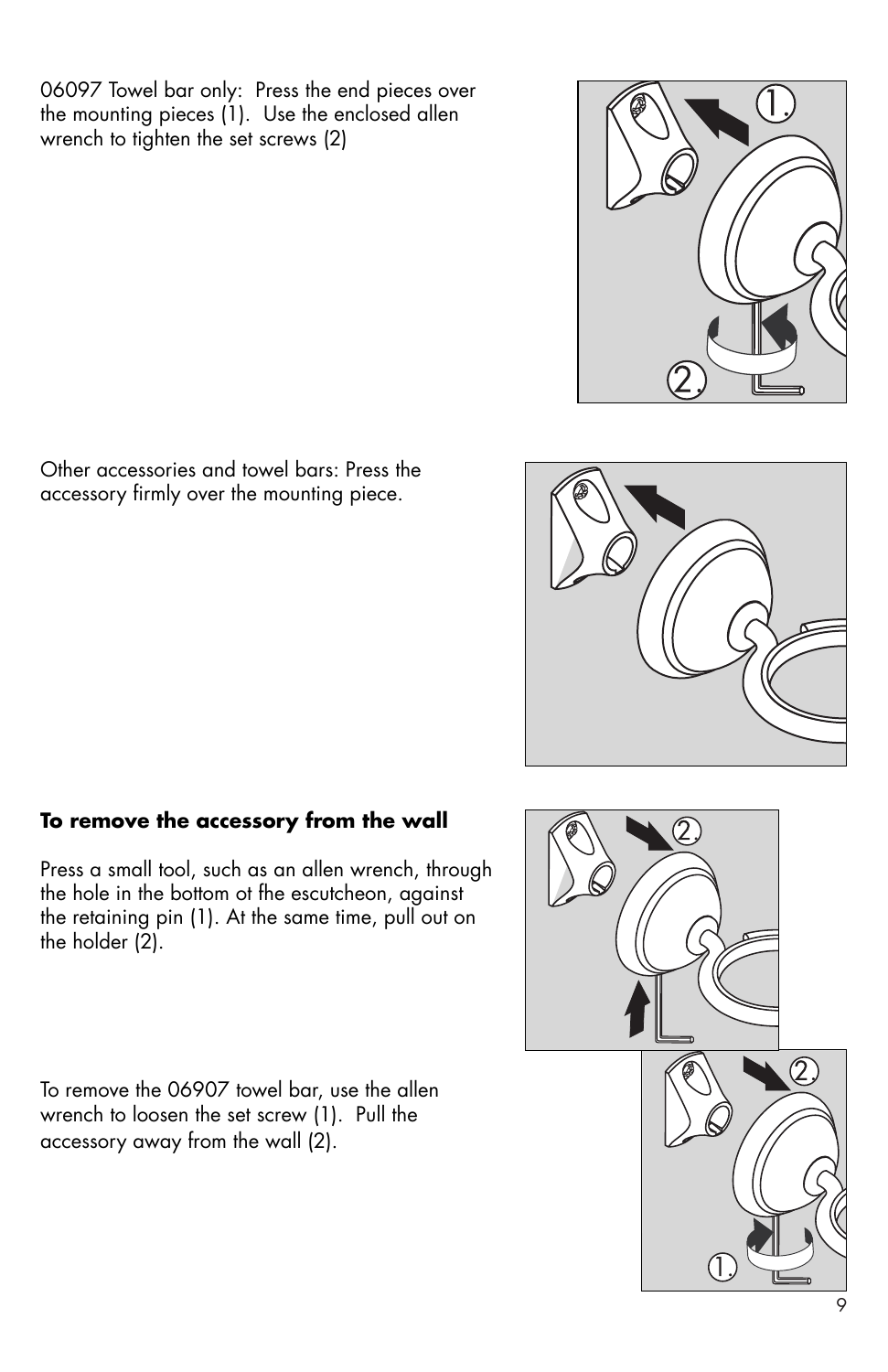06097 Towel bar only: Press the end pieces over the mounting pieces (1). Use the enclosed allen wrench to tighten the set screws (2)

Other accessories and towel bars: Press the accessory firmly over the mounting piece.

**To remove the accessory from the wall**

Press a small tool, such as an allen wrench, through the hole in the bottom ot fhe escutcheon, against the retaining pin (1). At the same time, pull out on the holder (2).

To remove the 06907 towel bar, use the allen wrench to loosen the set screw (1). Pull the accessory away from the wall (2).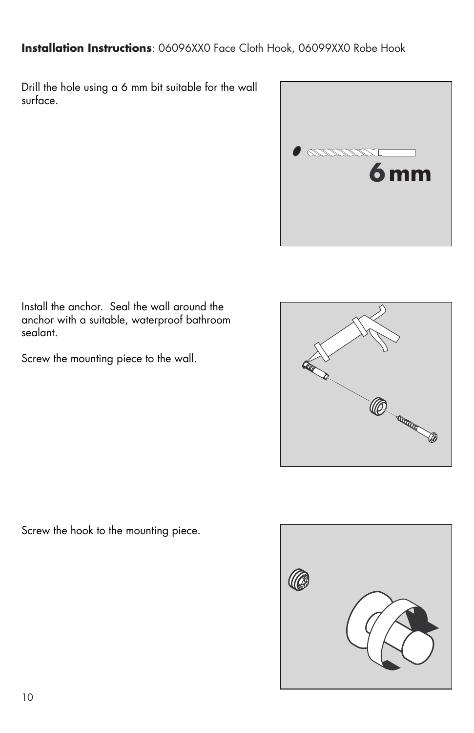**Installation Instructions**: 06096XX0 Face Cloth Hook, 06099XX0 Robe Hook

Drill the hole using a 6 mm bit suitable for the wall surface.

Install the anchor. Seal the wall around the anchor with a suitable, waterproof bathroom sealant.

Screw the mounting piece to the wall.

Screw the hook to the mounting piece.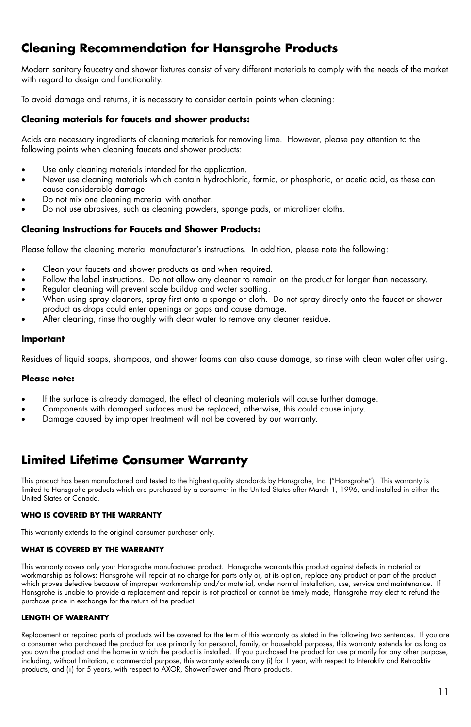## Cleaning Recommendation for Hansgrohe Products

Modern sanitary faucetry and shower fixtures consist of very different materials to comply with the needs of the market with regard to design and functionality.

To avoid damage and returns, it is necessary to consider certain points when cleaning:

**Cleaning materials for faucets and shower products:**

Acids are necessary ingredients of cleaning materials for removing lime. However, please pay attention to the following points when cleaning faucets and shower products:

- Use only cleaning materials intended for the application.
- Never use cleaning materials which contain hydrochloric, formic, or phosphoric, or acetic acid, as these can cause considerable damage.
- Do not mix one cleaning material with another.
- Do not use abrasives, such as cleaning powders, sponge pads, or microfiber cloths.

**Cleaning Instructions for Faucets and Shower Products:**

Please follow the cleaning material manufacturer's instructions. In addition, please note the following:

- Clean your faucets and shower products as and when required.
- Follow the label instructions. Do not allow any cleaner to remain on the product for longer than necessary.
- Regular cleaning will prevent scale buildup and water spotting.
- When using spray cleaners, spray first onto a sponge or cloth. Do not spray directly onto the faucet or shower product as drops could enter openings or gaps and cause damage.
- After cleaning, rinse thoroughly with clear water to remove any cleaner residue.

**Important**

Residues of liquid soaps, shampoos, and shower foams can also cause damage, so rinse with clean water after using.

**Please note:**

- If the surface is already damaged, the effect of cleaning materials will cause further damage.
- Components with damaged surfaces must be replaced, otherwise, this could cause injury.
- Damage caused by improper treatment will not be covered by our warranty.

## Limited Lifetime Consumer Warranty

This product has been manufactured and tested to the highest quality standards by Hansgrohe, Inc. ("Hansgrohe"). This warranty is limited to Hansgrohe products which are purchased by a consumer in the United States after March 1, 1996, and installed in either the United States or Canada.

#### WHO IS COVERED BY THE WARRANTY

This warranty extends to the original consumer purchaser only.

#### WHAT IS COVERED BY THE WARRANTY

This warranty covers only your Hansgrohe manufactured product. Hansgrohe warrants this product against defects in material or workmanship as follows: Hansgrohe will repair at no charge for parts only or, at its option, replace any product or part of the product which proves defective because of improper workmanship and/or material, under normal installation, use, service and maintenance. If Hansgrohe is unable to provide a replacement and repair is not practical or cannot be timely made, Hansgrohe may elect to refund the purchase price in exchange for the return of the product.

#### LENGTH OF WARRANTY

Replacement or repaired parts of products will be covered for the term of this warranty as stated in the following two sentences. If you are a consumer who purchased the product for use primarily for personal, family, or household purposes, this warranty extends for as long as you own the product and the home in which the product is installed. If you purchased the product for use primarily for any other purpose, including, without limitation, a commercial purpose, this warranty extends only (i) for 1 year, with respect to Interaktiv and Retroaktiv products, and (ii) for 5 years, with respect to AXOR, ShowerPower and Pharo products.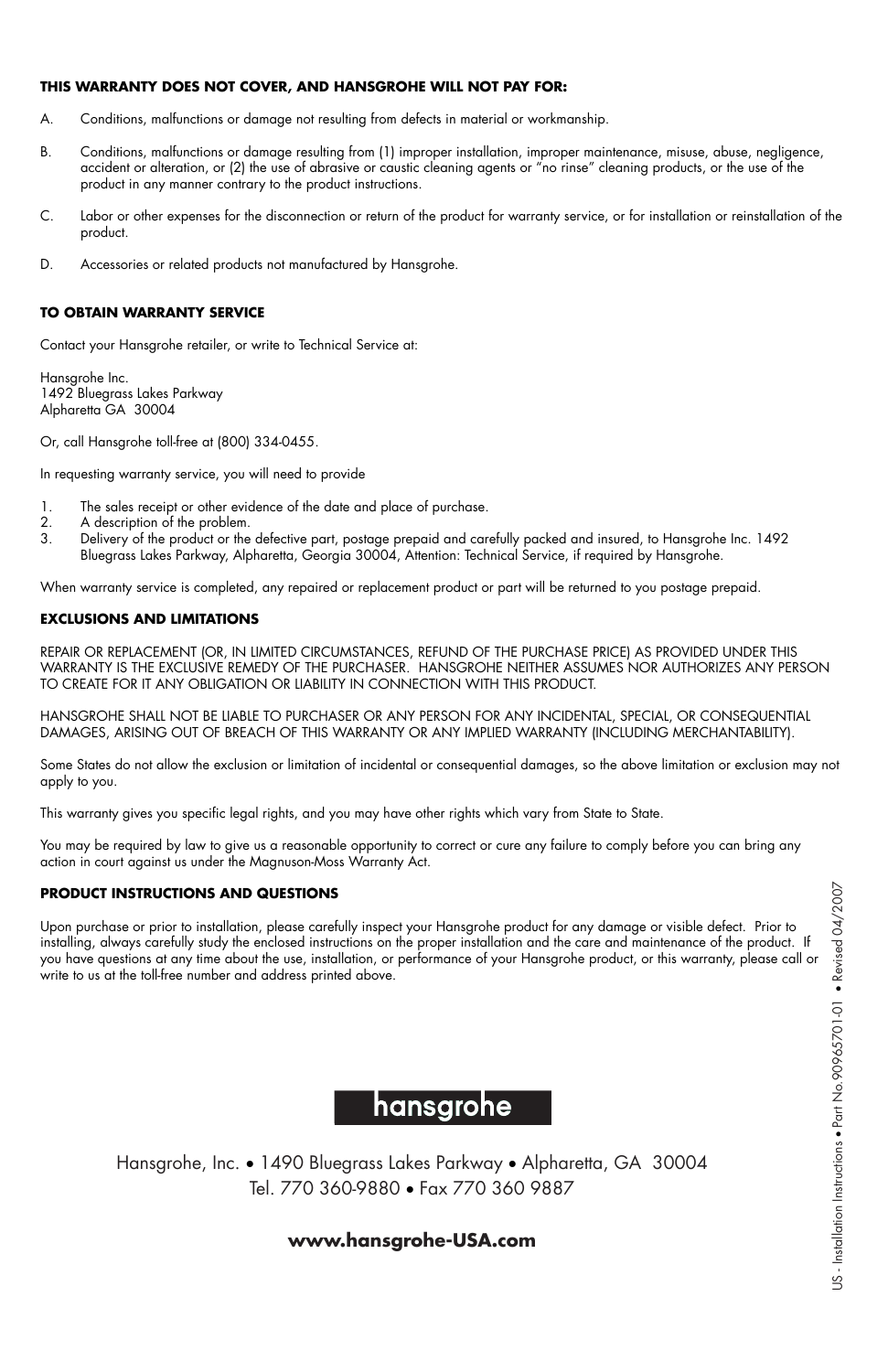**THIS WARRANTY DOES NOT COVER, AND HANSGROHE WILL NOT PAY FOR:**

A. Conditions, malfunctions or damage not resulting from defects in material or workmanship.

B. Conditions, malfunctions or damage resulting from (1) improper installation, improper maintenance, misuse, abuse, negligence, accident or alteration, or (2) the use of abrasive or caustic cleaning agents or "no rinse" cleaning products, or the use of the product in any manner contrary to the product instructions.

C. Labor or other expenses for the disconnection or return of the product for warranty service, or for installation or reinstallation of the product.

D. Accessories or related products not manufactured by Hansgrohe.

**TO OBTAIN WARRANTY SERVICE**

Contact your Hansgrohe retailer, or write to Technical Service at:

Hansgrohe Inc.
1492 Bluegrass Lakes Parkway
Alpharetta GA 30004

Or, call Hansgrohe toll-free at (800) 334-0455.

In requesting warranty service, you will need to provide

1. The sales receipt or other evidence of the date and place of purchase.
2. A description of the problem.
3. Delivery of the product or the defective part, postage prepaid and carefully packed and insured, to Hansgrohe Inc. 1492 Bluegrass Lakes Parkway, Alpharetta, Georgia 30004, Attention: Technical Service, if required by Hansgrohe.

When warranty service is completed, any repaired or replacement product or part will be returned to you postage prepaid.

**EXCLUSIONS AND LIMITATIONS**

REPAIR OR REPLACEMENT (OR, IN LIMITED CIRCUMSTANCES, REFUND OF THE PURCHASE PRICE) AS PROVIDED UNDER THIS WARRANTY IS THE EXCLUSIVE REMEDY OF THE PURCHASER. HANSGROHE NEITHER ASSUMES NOR AUTHORIZES ANY PERSON TO CREATE FOR IT ANY OBLIGATION OR LIABILITY IN CONNECTION WITH THIS PRODUCT.

HANSGROHE SHALL NOT BE LIABLE TO PURCHASER OR ANY PERSON FOR ANY INCIDENTAL, SPECIAL, OR CONSEQUENTIAL DAMAGES, ARISING OUT OF BREACH OF THIS WARRANTY OR ANY IMPLIED WARRANTY (INCLUDING MERCHANTABILITY).

Some States do not allow the exclusion or limitation of incidental or consequential damages, so the above limitation or exclusion may not apply to you.

This warranty gives you specific legal rights, and you may have other rights which vary from State to State.

You may be required by law to give us a reasonable opportunity to correct or cure any failure to comply before you can bring any action in court against us under the Magnuson-Moss Warranty Act.

**PRODUCT INSTRUCTIONS AND QUESTIONS**

Upon purchase or prior to installation, please carefully inspect your Hansgrohe product for any damage or visible defect. Prior to installing, always carefully study the enclosed instructions on the proper installation and the care and maintenance of the product. If you have questions at any time about the use, installation, or performance of your Hansgrohe product, or this warranty, please call or write to us at the toll-free number and address printed above.

hansgrohe

Hansgrohe, Inc. • 1490 Bluegrass Lakes Parkway • Alpharetta, GA 30004
Tel. 770 360-9880 • Fax 770 360 9887

**www.hansgrohe-USA.com**

US - Installation Instructions • Part No.90965701-01 • Revised 04/2007